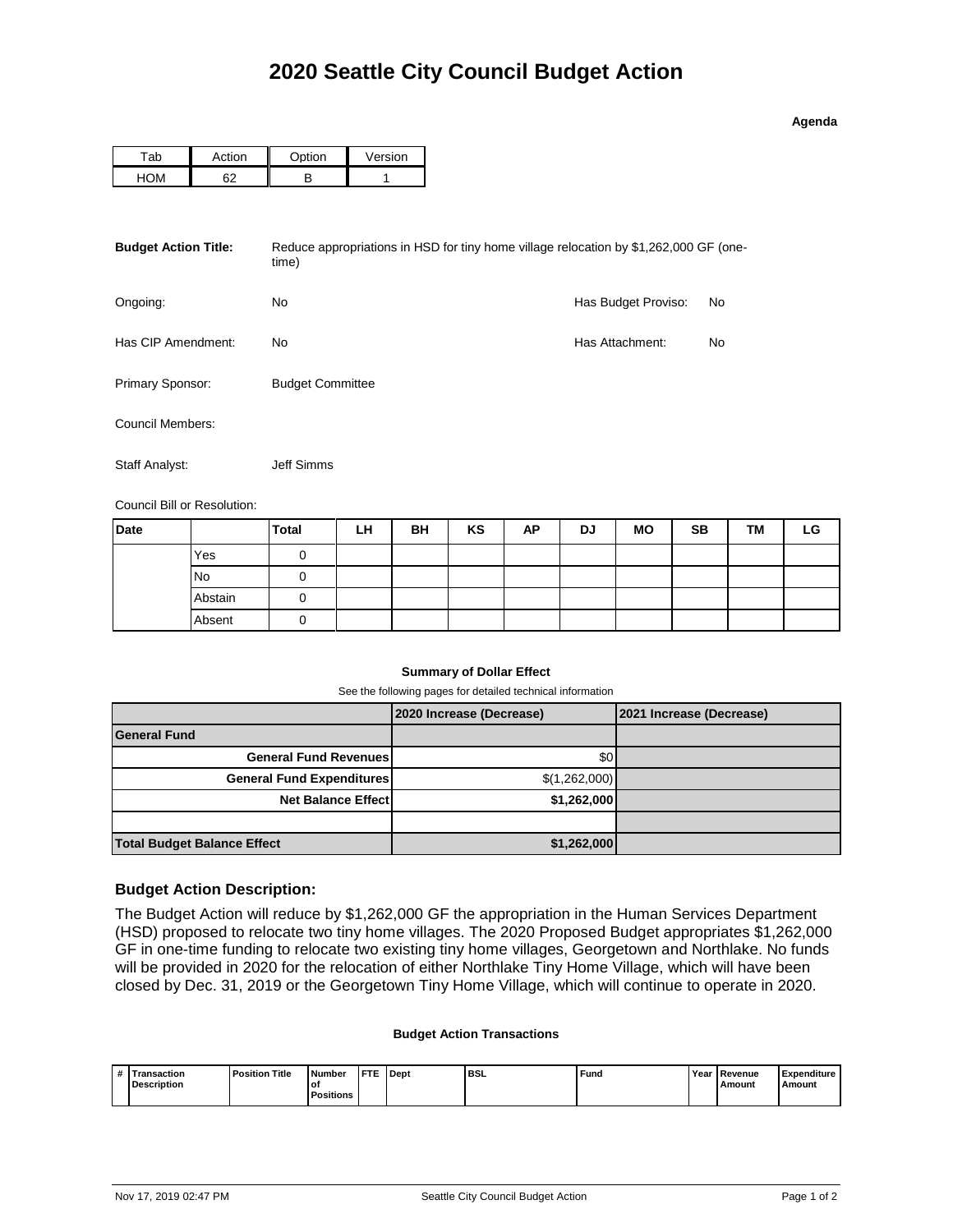# 2020 Seattle City Council Budget Action

**Agenda**

| Tab | Action | Option | Version |
|---|---|---|---|
| HOM | 62 | B | 1 |

**Budget Action Title:** Reduce appropriations in HSD for tiny home village relocation by $1,262,000 GF (one-time)

Ongoing: No

Has Budget Proviso: No

Has CIP Amendment: No

Has Attachment: No

Primary Sponsor: Budget Committee

Council Members:

Staff Analyst: Jeff Simms

Council Bill or Resolution:

| Date | | Total | LH | BH | KS | AP | DJ | MO | SB | TM | LG |
|---|---|---|---|---|---|---|---|---|---|---|---|
| | Yes | 0 | | | | | | | | | |
| | No | 0 | | | | | | | | | |
| | Abstain | 0 | | | | | | | | | |
| | Absent | 0 | | | | | | | | | |

**Summary of Dollar Effect**

See the following pages for detailed technical information

| | 2020 Increase (Decrease) | 2021 Increase (Decrease) |
|---|---|---|
| **General Fund** | | |
| **General Fund Revenues** | $0 | |
| **General Fund Expenditures** | $(1,262,000) | |
| **Net Balance Effect** | **$1,262,000** | |
| | | |
| **Total Budget Balance Effect** | **$1,262,000** | |

### Budget Action Description:

The Budget Action will reduce by $1,262,000 GF the appropriation in the Human Services Department (HSD) proposed to relocate two tiny home villages. The 2020 Proposed Budget appropriates $1,262,000 GF in one-time funding to relocate two existing tiny home villages, Georgetown and Northlake. No funds will be provided in 2020 for the relocation of either Northlake Tiny Home Village, which will have been closed by Dec. 31, 2019 or the Georgetown Tiny Home Village, which will continue to operate in 2020.

**Budget Action Transactions**

| # | Transaction Description | Position Title | Number of Positions | FTE | Dept | BSL | Fund | Year | Revenue Amount | Expenditure Amount |
|---|---|---|---|---|---|---|---|---|---|---|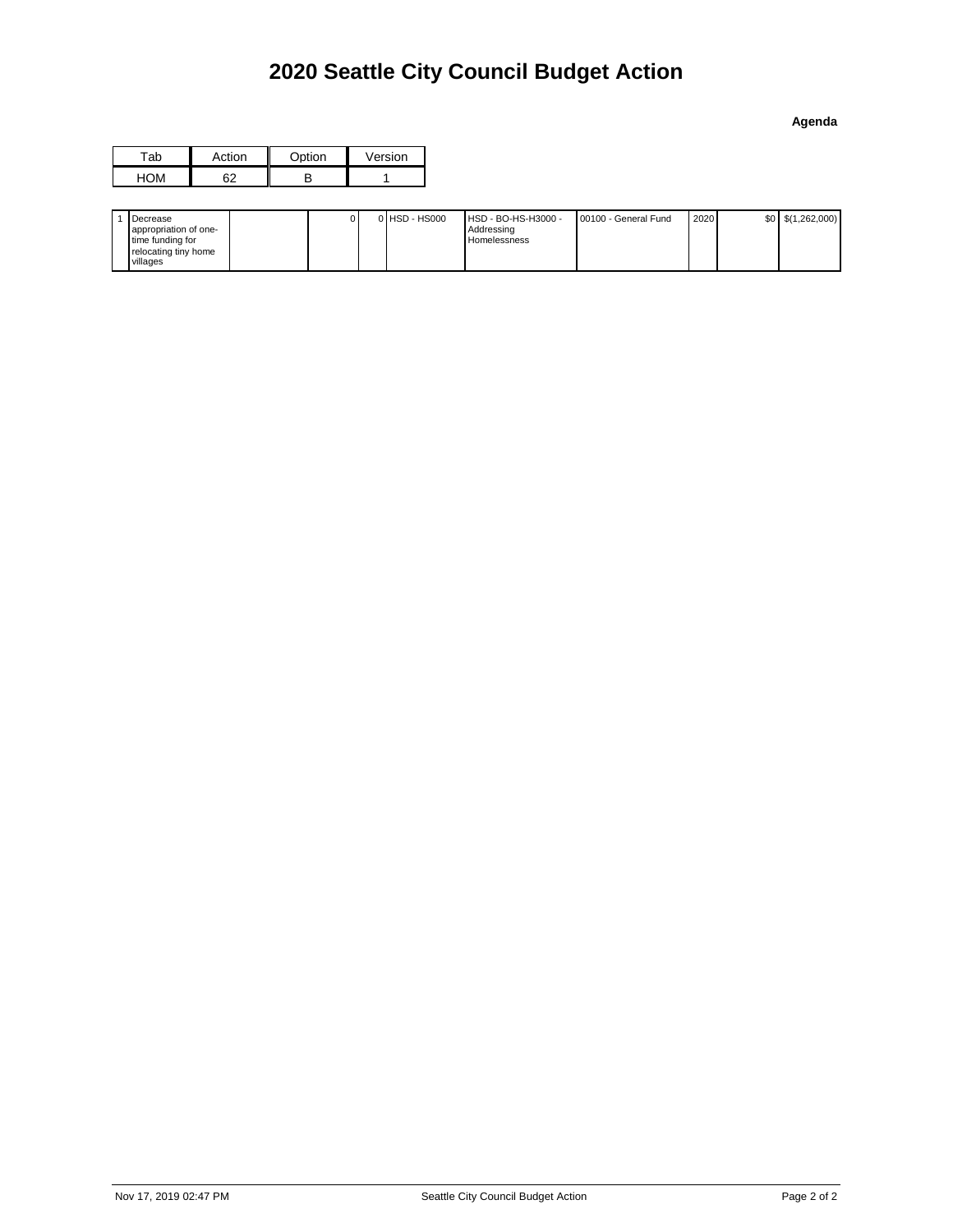# 2020 Seattle City Council Budget Action

**Agenda**

| Tab | Action | Option | Version |
|---|---|---|---|
| HOM | 62 | B | 1 |

| | | | | | | | | | | |
|---|---|---|---|---|---|---|---|---|---|---|
| 1 | Decrease appropriation of one-time funding for relocating tiny home villages | | 0 | 0 | HSD - HS000 | HSD - BO-HS-H3000 - Addressing Homelessness | 00100 - General Fund | 2020 | $0 | $(1,262,000) |